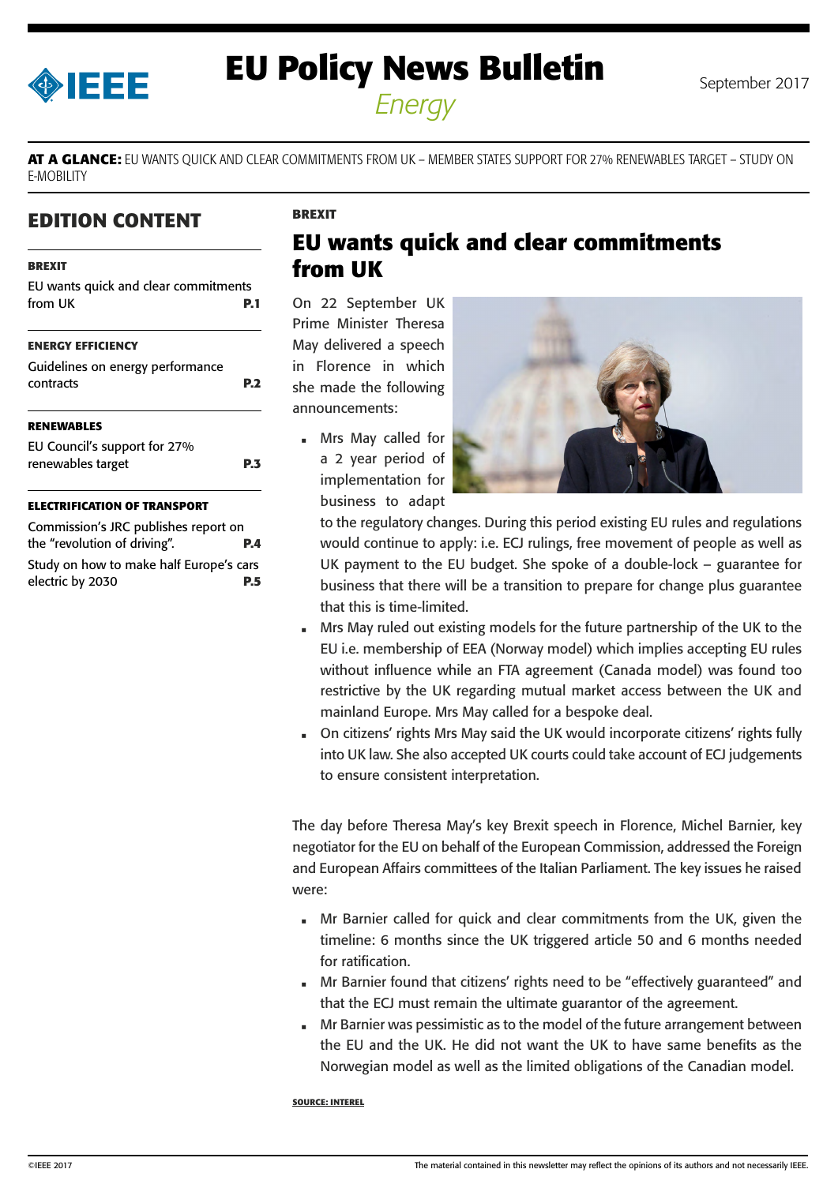# EU Policy News Bulletin

*Energy*

September 2017

**AT A GLANCE:** EU WANTS QUICK AND CLEAR COMMITMENTS FROM UK – MEMBER STATES SUPPORT FOR 27% RENEWABLES TARGET – STUDY ON E-MOBILITY

## EDITION CONTENT

**BREXIT**

EU wants quick and clear commitments from UK **P.1**

**ENERGY EFFICIENCY**

Guidelines on energy performance contracts **P.2**

**RENEWABLES**

EU Council's support for 27% renewables target **P.3**

**ELECTRIFICATION OF TRANSPORT**

Commission's JRC publishes report on the "revolution of driving". **P.4**

Study on how to make half Europe's cars electric by 2030 **P.5**

**BREXIT**

## EU wants quick and clear commitments from UK

On 22 September UK Prime Minister Theresa May delivered a speech in Florence in which she made the following announcements:

- Mrs May called for a 2 year period of implementation for business to adapt to the regulatory changes. During this period existing EU rules and regulations would continue to apply: i.e. ECJ rulings, free movement of people as well as UK payment to the EU budget. She spoke of a double-lock – guarantee for business that there will be a transition to prepare for change plus guarantee that this is time-limited.
- Mrs May ruled out existing models for the future partnership of the UK to the EU i.e. membership of EEA (Norway model) which implies accepting EU rules without influence while an FTA agreement (Canada model) was found too restrictive by the UK regarding mutual market access between the UK and mainland Europe. Mrs May called for a bespoke deal.
- On citizens' rights Mrs May said the UK would incorporate citizens' rights fully into UK law. She also accepted UK courts could take account of ECJ judgements to ensure consistent interpretation.

The day before Theresa May's key Brexit speech in Florence, Michel Barnier, key negotiator for the EU on behalf of the European Commission, addressed the Foreign and European Affairs committees of the Italian Parliament. The key issues he raised were:

- Mr Barnier called for quick and clear commitments from the UK, given the timeline: 6 months since the UK triggered article 50 and 6 months needed for ratification.
- Mr Barnier found that citizens' rights need to be "effectively guaranteed" and that the ECJ must remain the ultimate guarantor of the agreement.
- Mr Barnier was pessimistic as to the model of the future arrangement between the EU and the UK. He did not want the UK to have same benefits as the Norwegian model as well as the limited obligations of the Canadian model.

**SOURCE: INTEREL**

©IEEE 2017

The material contained in this newsletter may reflect the opinions of its authors and not necessarily IEEE.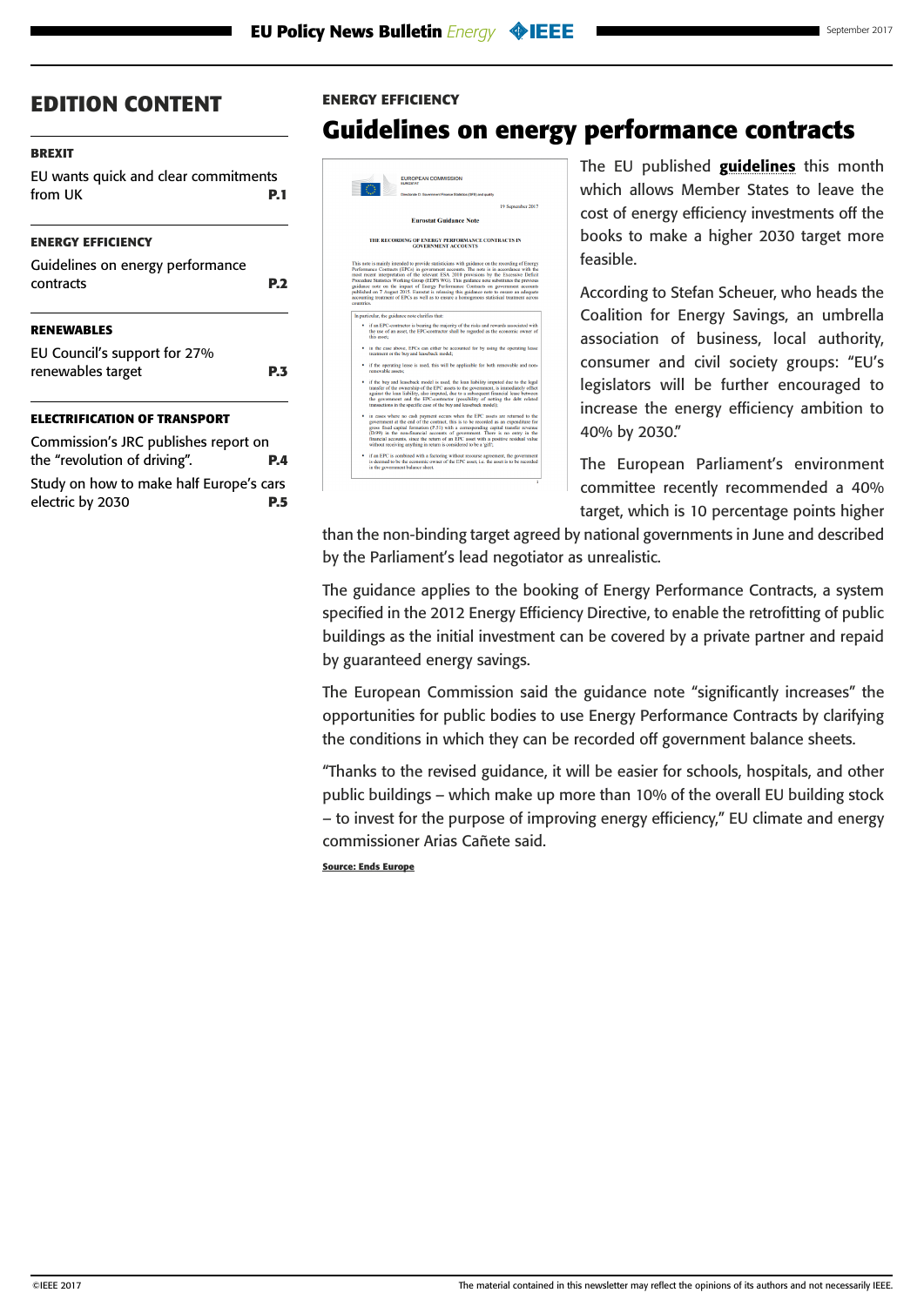## EDITION CONTENT

**BREXIT**

EU wants quick and clear commitments from UK **P.1**

**ENERGY EFFICIENCY**

Guidelines on energy performance contracts **P.2**

**RENEWABLES**

EU Council's support for 27% renewables target **P.3**

**ELECTRIFICATION OF TRANSPORT**

Commission's JRC publishes report on the "revolution of driving". **P.4**

Study on how to make half Europe's cars electric by 2030 **P.5**

**ENERGY EFFICIENCY**

# Guidelines on energy performance contracts

The EU published **guidelines** this month which allows Member States to leave the cost of energy efficiency investments off the books to make a higher 2030 target more feasible.

According to Stefan Scheuer, who heads the Coalition for Energy Savings, an umbrella association of business, local authority, consumer and civil society groups: "EU's legislators will be further encouraged to increase the energy efficiency ambition to 40% by 2030."

The European Parliament's environment committee recently recommended a 40% target, which is 10 percentage points higher than the non-binding target agreed by national governments in June and described by the Parliament's lead negotiator as unrealistic.

The guidance applies to the booking of Energy Performance Contracts, a system specified in the 2012 Energy Efficiency Directive, to enable the retrofitting of public buildings as the initial investment can be covered by a private partner and repaid by guaranteed energy savings.

The European Commission said the guidance note "significantly increases" the opportunities for public bodies to use Energy Performance Contracts by clarifying the conditions in which they can be recorded off government balance sheets.

"Thanks to the revised guidance, it will be easier for schools, hospitals, and other public buildings – which make up more than 10% of the overall EU building stock – to invest for the purpose of improving energy efficiency," EU climate and energy commissioner Arias Cañete said.

**Source: Ends Europe**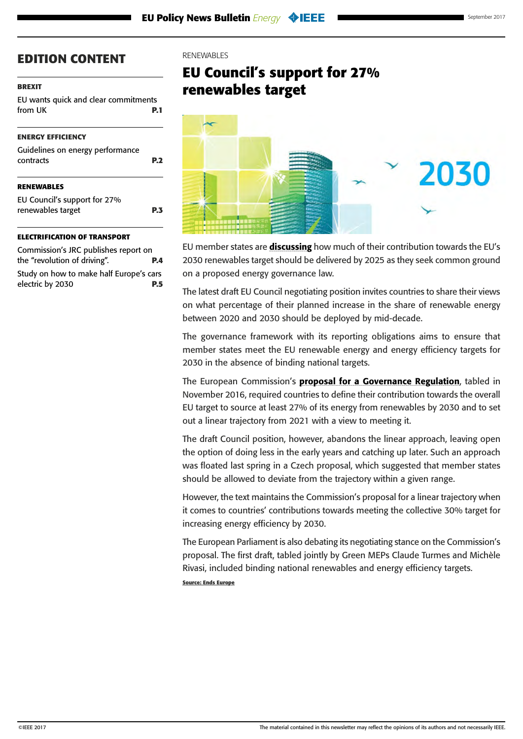## EDITION CONTENT

**BREXIT**

EU wants quick and clear commitments from UK **P.1**

**ENERGY EFFICIENCY**

Guidelines on energy performance contracts **P.2**

**RENEWABLES**

EU Council's support for 27% renewables target **P.3**

**ELECTRIFICATION OF TRANSPORT**

Commission's JRC publishes report on the "revolution of driving". **P.4**

Study on how to make half Europe's cars electric by 2030 **P.5**

RENEWABLES

# EU Council's support for 27% renewables target

EU member states are **discussing** how much of their contribution towards the EU's 2030 renewables target should be delivered by 2025 as they seek common ground on a proposed energy governance law.

The latest draft EU Council negotiating position invites countries to share their views on what percentage of their planned increase in the share of renewable energy between 2020 and 2030 should be deployed by mid-decade.

The governance framework with its reporting obligations aims to ensure that member states meet the EU renewable energy and energy efficiency targets for 2030 in the absence of binding national targets.

The European Commission's **proposal for a Governance Regulation**, tabled in November 2016, required countries to define their contribution towards the overall EU target to source at least 27% of its energy from renewables by 2030 and to set out a linear trajectory from 2021 with a view to meeting it.

The draft Council position, however, abandons the linear approach, leaving open the option of doing less in the early years and catching up later. Such an approach was floated last spring in a Czech proposal, which suggested that member states should be allowed to deviate from the trajectory within a given range.

However, the text maintains the Commission's proposal for a linear trajectory when it comes to countries' contributions towards meeting the collective 30% target for increasing energy efficiency by 2030.

The European Parliament is also debating its negotiating stance on the Commission's proposal. The first draft, tabled jointly by Green MEPs Claude Turmes and Michèle Rivasi, included binding national renewables and energy efficiency targets.

**Source: Ends Europe**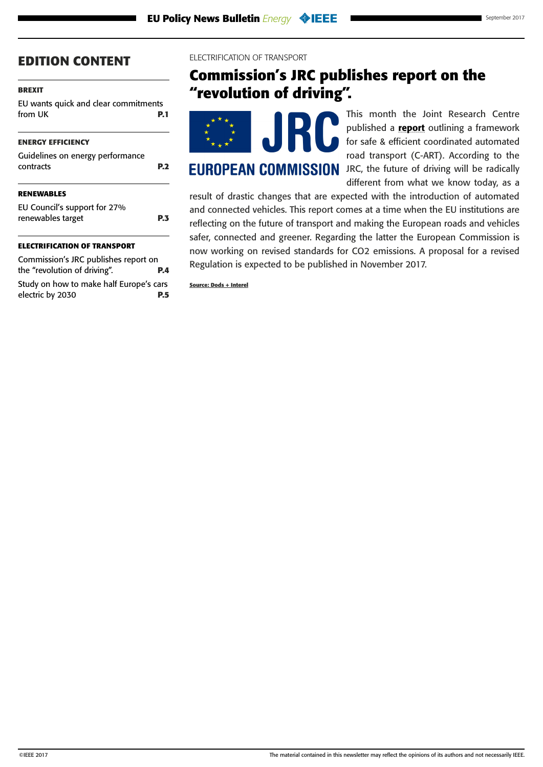## EDITION CONTENT

**BREXIT**

EU wants quick and clear commitments from UK **P.1**

**ENERGY EFFICIENCY**

Guidelines on energy performance contracts **P.2**

**RENEWABLES**

EU Council's support for 27% renewables target **P.3**

**ELECTRIFICATION OF TRANSPORT**

Commission's JRC publishes report on the "revolution of driving". **P.4**

Study on how to make half Europe's cars electric by 2030 **P.5**

ELECTRIFICATION OF TRANSPORT

# Commission's JRC publishes report on the "revolution of driving".

This month the Joint Research Centre published a **report** outlining a framework for safe & efficient coordinated automated road transport (C-ART). According to the JRC, the future of driving will be radically different from what we know today, as a result of drastic changes that are expected with the introduction of automated and connected vehicles. This report comes at a time when the EU institutions are reflecting on the future of transport and making the European roads and vehicles safer, connected and greener. Regarding the latter the European Commission is now working on revised standards for $CO_2$ emissions. A proposal for a revised Regulation is expected to be published in November 2017.

**Source: Dods + Interel**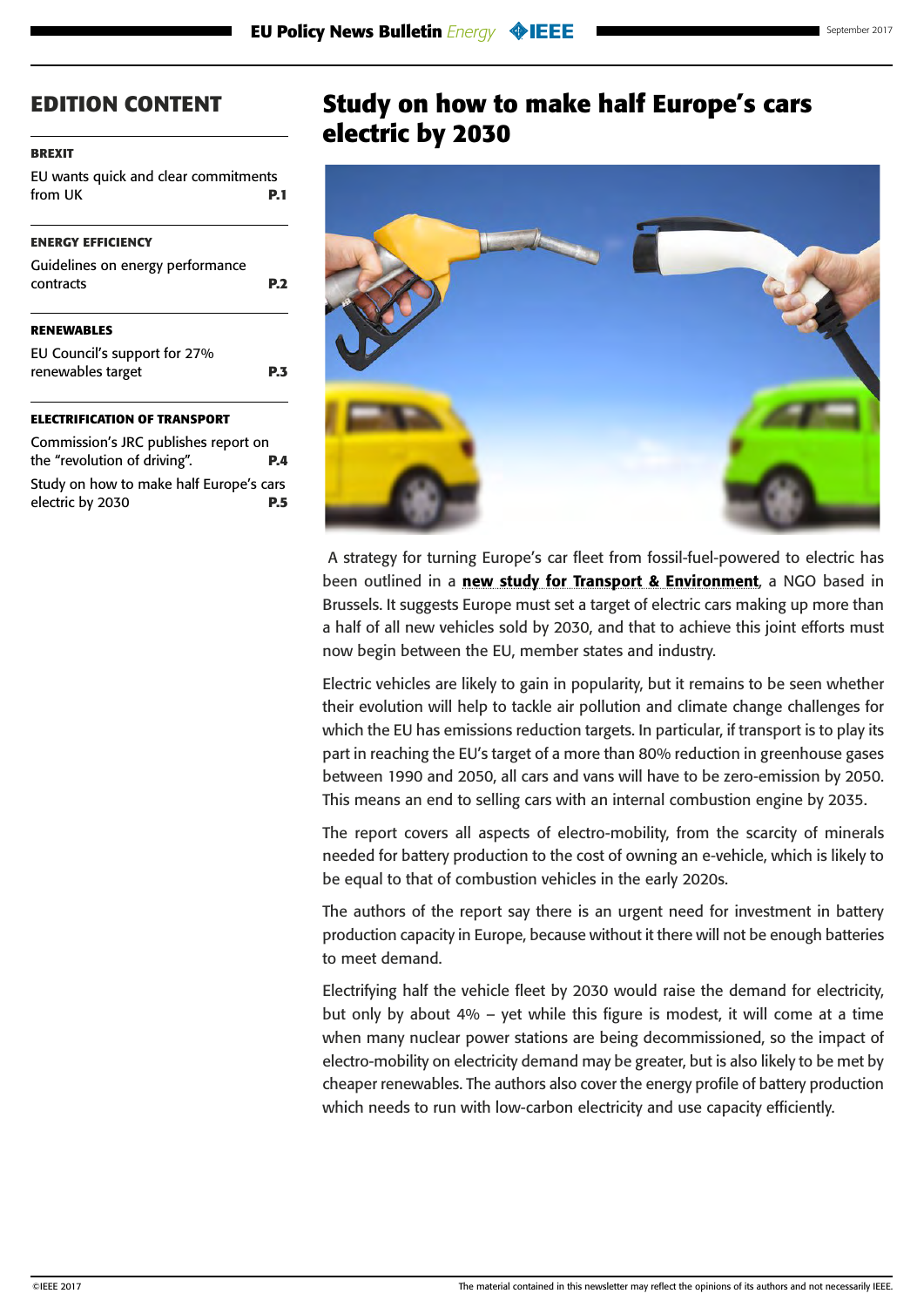## EDITION CONTENT

**BREXIT**

EU wants quick and clear commitments from UK **P.1**

**ENERGY EFFICIENCY**

Guidelines on energy performance contracts **P.2**

**RENEWABLES**

EU Council's support for 27% renewables target **P.3**

**ELECTRIFICATION OF TRANSPORT**

Commission's JRC publishes report on the "revolution of driving". **P.4**

Study on how to make half Europe's cars electric by 2030 **P.5**

# Study on how to make half Europe's cars electric by 2030

A strategy for turning Europe's car fleet from fossil-fuel-powered to electric has been outlined in a **new study for Transport & Environment**, a NGO based in Brussels. It suggests Europe must set a target of electric cars making up more than a half of all new vehicles sold by 2030, and that to achieve this joint efforts must now begin between the EU, member states and industry.

Electric vehicles are likely to gain in popularity, but it remains to be seen whether their evolution will help to tackle air pollution and climate change challenges for which the EU has emissions reduction targets. In particular, if transport is to play its part in reaching the EU's target of a more than 80% reduction in greenhouse gases between 1990 and 2050, all cars and vans will have to be zero-emission by 2050. This means an end to selling cars with an internal combustion engine by 2035.

The report covers all aspects of electro-mobility, from the scarcity of minerals needed for battery production to the cost of owning an e-vehicle, which is likely to be equal to that of combustion vehicles in the early 2020s.

The authors of the report say there is an urgent need for investment in battery production capacity in Europe, because without it there will not be enough batteries to meet demand.

Electrifying half the vehicle fleet by 2030 would raise the demand for electricity, but only by about 4% – yet while this figure is modest, it will come at a time when many nuclear power stations are being decommissioned, so the impact of electro-mobility on electricity demand may be greater, but is also likely to be met by cheaper renewables. The authors also cover the energy profile of battery production which needs to run with low-carbon electricity and use capacity efficiently.